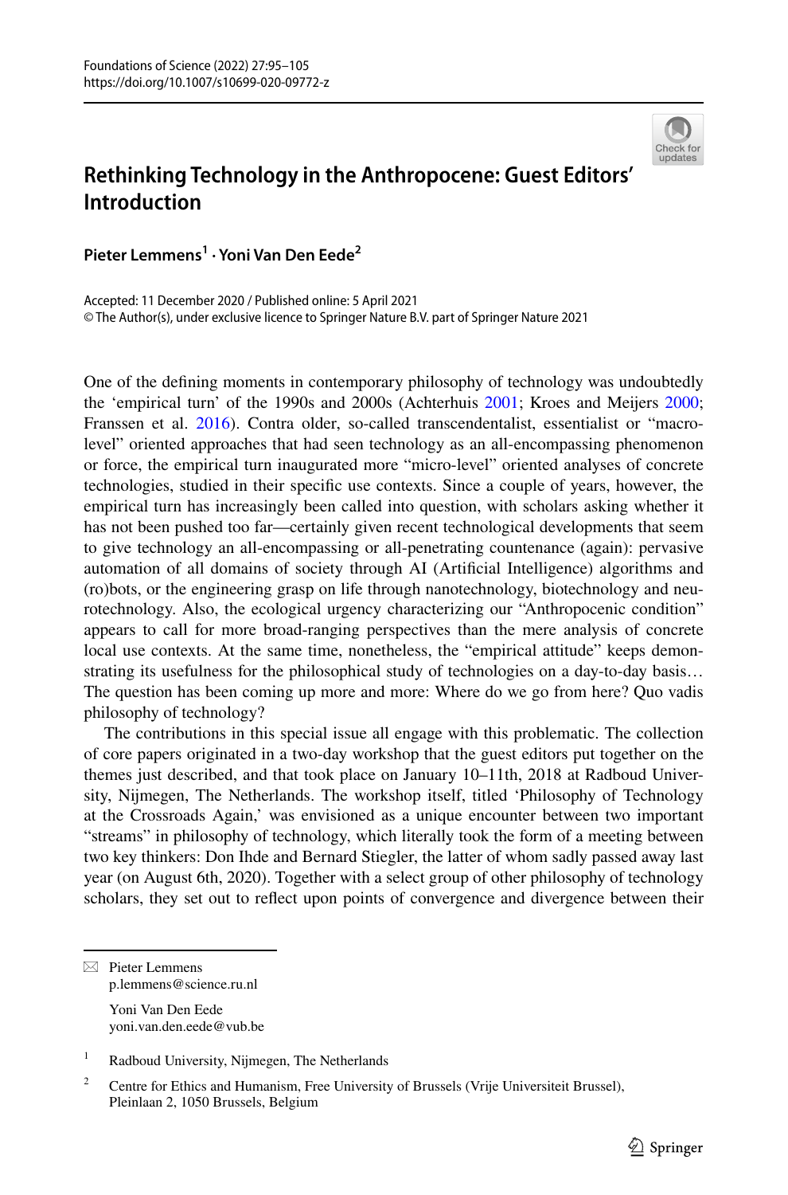# Rethinking Technology in the Anthropocene: Guest Editors' Introduction

**Pieter Lemmens[1] · Yoni Van Den Eede[2]**

Accepted: 11 December 2020 / Published online: 5 April 2021
© The Author(s), under exclusive licence to Springer Nature B.V. part of Springer Nature 2021

One of the defining moments in contemporary philosophy of technology was undoubtedly the 'empirical turn' of the 1990s and 2000s (Achterhuis 2001; Kroes and Meijers 2000; Franssen et al. 2016). Contra older, so-called transcendentalist, essentialist or "macro-level" oriented approaches that had seen technology as an all-encompassing phenomenon or force, the empirical turn inaugurated more "micro-level" oriented analyses of concrete technologies, studied in their specific use contexts. Since a couple of years, however, the empirical turn has increasingly been called into question, with scholars asking whether it has not been pushed too far—certainly given recent technological developments that seem to give technology an all-encompassing or all-penetrating countenance (again): pervasive automation of all domains of society through AI (Artificial Intelligence) algorithms and (ro)bots, or the engineering grasp on life through nanotechnology, biotechnology and neurotechnology. Also, the ecological urgency characterizing our "Anthropocenic condition" appears to call for more broad-ranging perspectives than the mere analysis of concrete local use contexts. At the same time, nonetheless, the "empirical attitude" keeps demonstrating its usefulness for the philosophical study of technologies on a day-to-day basis… The question has been coming up more and more: Where do we go from here? Quo vadis philosophy of technology?

The contributions in this special issue all engage with this problematic. The collection of core papers originated in a two-day workshop that the guest editors put together on the themes just described, and that took place on January 10–11th, 2018 at Radboud University, Nijmegen, The Netherlands. The workshop itself, titled 'Philosophy of Technology at the Crossroads Again,' was envisioned as a unique encounter between two important "streams" in philosophy of technology, which literally took the form of a meeting between two key thinkers: Don Ihde and Bernard Stiegler, the latter of whom sadly passed away last year (on August 6th, 2020). Together with a select group of other philosophy of technology scholars, they set out to reflect upon points of convergence and divergence between their

---

✉ Pieter Lemmens
p.lemmens@science.ru.nl

Yoni Van Den Eede
yoni.van.den.eede@vub.be

[1] Radboud University, Nijmegen, The Netherlands

[2] Centre for Ethics and Humanism, Free University of Brussels (Vrije Universiteit Brussel), Pleinlaan 2, 1050 Brussels, Belgium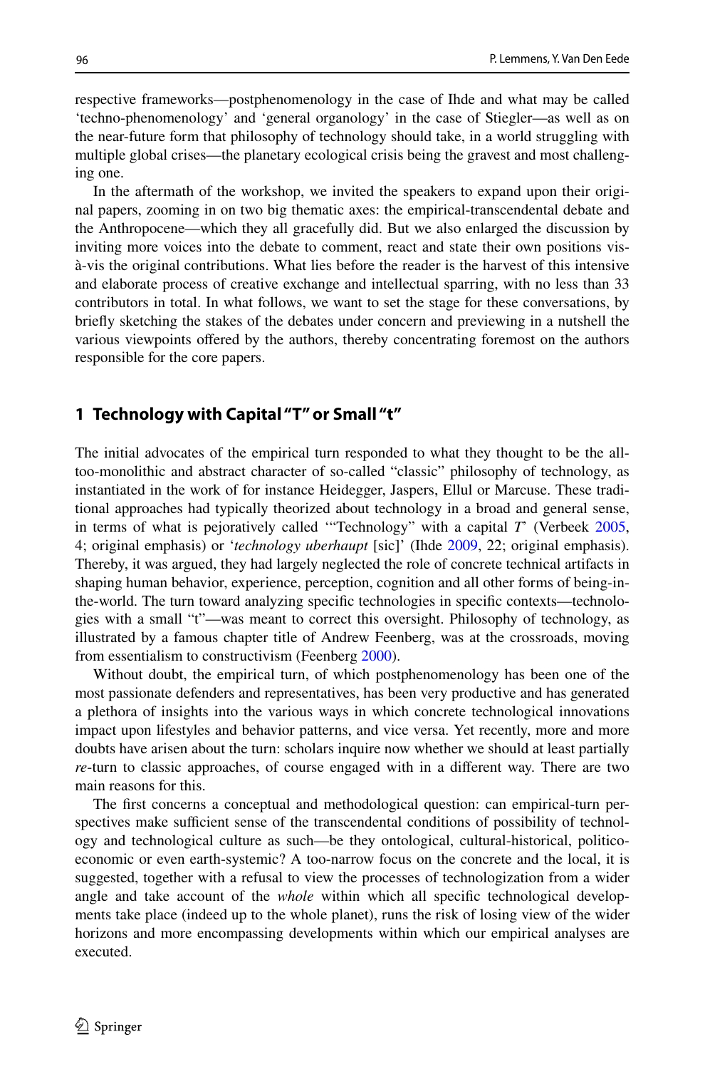respective frameworks—postphenomenology in the case of Ihde and what may be called 'techno-phenomenology' and 'general organology' in the case of Stiegler—as well as on the near-future form that philosophy of technology should take, in a world struggling with multiple global crises—the planetary ecological crisis being the gravest and most challenging one.

In the aftermath of the workshop, we invited the speakers to expand upon their original papers, zooming in on two big thematic axes: the empirical-transcendental debate and the Anthropocene—which they all gracefully did. But we also enlarged the discussion by inviting more voices into the debate to comment, react and state their own positions vis-à-vis the original contributions. What lies before the reader is the harvest of this intensive and elaborate process of creative exchange and intellectual sparring, with no less than 33 contributors in total. In what follows, we want to set the stage for these conversations, by briefly sketching the stakes of the debates under concern and previewing in a nutshell the various viewpoints offered by the authors, thereby concentrating foremost on the authors responsible for the core papers.

## 1 Technology with Capital "T" or Small "t"

The initial advocates of the empirical turn responded to what they thought to be the all-too-monolithic and abstract character of so-called "classic" philosophy of technology, as instantiated in the work of for instance Heidegger, Jaspers, Ellul or Marcuse. These traditional approaches had typically theorized about technology in a broad and general sense, in terms of what is pejoratively called '"Technology" with a capital *T*' (Verbeek 2005, 4; original emphasis) or '*technology uberhaupt* [sic]' (Ihde 2009, 22; original emphasis). Thereby, it was argued, they had largely neglected the role of concrete technical artifacts in shaping human behavior, experience, perception, cognition and all other forms of being-in-the-world. The turn toward analyzing specific technologies in specific contexts—technologies with a small "t"—was meant to correct this oversight. Philosophy of technology, as illustrated by a famous chapter title of Andrew Feenberg, was at the crossroads, moving from essentialism to constructivism (Feenberg 2000).

Without doubt, the empirical turn, of which postphenomenology has been one of the most passionate defenders and representatives, has been very productive and has generated a plethora of insights into the various ways in which concrete technological innovations impact upon lifestyles and behavior patterns, and vice versa. Yet recently, more and more doubts have arisen about the turn: scholars inquire now whether we should at least partially *re*-turn to classic approaches, of course engaged with in a different way. There are two main reasons for this.

The first concerns a conceptual and methodological question: can empirical-turn perspectives make sufficient sense of the transcendental conditions of possibility of technology and technological culture as such—be they ontological, cultural-historical, politico-economic or even earth-systemic? A too-narrow focus on the concrete and the local, it is suggested, together with a refusal to view the processes of technologization from a wider angle and take account of the *whole* within which all specific technological developments take place (indeed up to the whole planet), runs the risk of losing view of the wider horizons and more encompassing developments within which our empirical analyses are executed.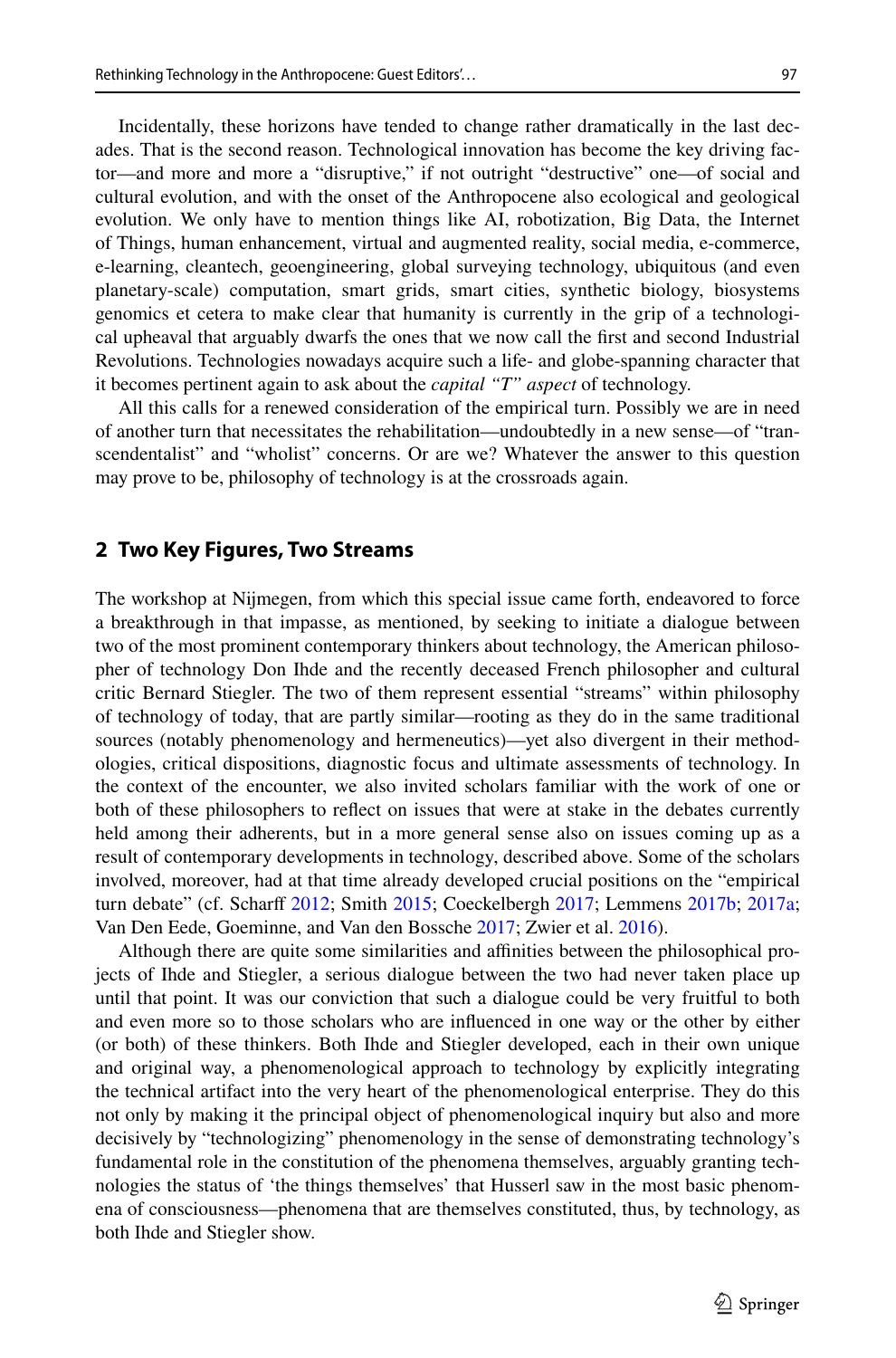Incidentally, these horizons have tended to change rather dramatically in the last decades. That is the second reason. Technological innovation has become the key driving factor—and more and more a "disruptive," if not outright "destructive" one—of social and cultural evolution, and with the onset of the Anthropocene also ecological and geological evolution. We only have to mention things like AI, robotization, Big Data, the Internet of Things, human enhancement, virtual and augmented reality, social media, e-commerce, e-learning, cleantech, geoengineering, global surveying technology, ubiquitous (and even planetary-scale) computation, smart grids, smart cities, synthetic biology, biosystems genomics et cetera to make clear that humanity is currently in the grip of a technological upheaval that arguably dwarfs the ones that we now call the first and second Industrial Revolutions. Technologies nowadays acquire such a life- and globe-spanning character that it becomes pertinent again to ask about the *capital "T" aspect* of technology.

All this calls for a renewed consideration of the empirical turn. Possibly we are in need of another turn that necessitates the rehabilitation—undoubtedly in a new sense—of "transcendentalist" and "wholist" concerns. Or are we? Whatever the answer to this question may prove to be, philosophy of technology is at the crossroads again.

## 2 Two Key Figures, Two Streams

The workshop at Nijmegen, from which this special issue came forth, endeavored to force a breakthrough in that impasse, as mentioned, by seeking to initiate a dialogue between two of the most prominent contemporary thinkers about technology, the American philosopher of technology Don Ihde and the recently deceased French philosopher and cultural critic Bernard Stiegler. The two of them represent essential "streams" within philosophy of technology of today, that are partly similar—rooting as they do in the same traditional sources (notably phenomenology and hermeneutics)—yet also divergent in their methodologies, critical dispositions, diagnostic focus and ultimate assessments of technology. In the context of the encounter, we also invited scholars familiar with the work of one or both of these philosophers to reflect on issues that were at stake in the debates currently held among their adherents, but in a more general sense also on issues coming up as a result of contemporary developments in technology, described above. Some of the scholars involved, moreover, had at that time already developed crucial positions on the "empirical turn debate" (cf. Scharff 2012; Smith 2015; Coeckelbergh 2017; Lemmens 2017b; 2017a; Van Den Eede, Goeminne, and Van den Bossche 2017; Zwier et al. 2016).

Although there are quite some similarities and affinities between the philosophical projects of Ihde and Stiegler, a serious dialogue between the two had never taken place up until that point. It was our conviction that such a dialogue could be very fruitful to both and even more so to those scholars who are influenced in one way or the other by either (or both) of these thinkers. Both Ihde and Stiegler developed, each in their own unique and original way, a phenomenological approach to technology by explicitly integrating the technical artifact into the very heart of the phenomenological enterprise. They do this not only by making it the principal object of phenomenological inquiry but also and more decisively by "technologizing" phenomenology in the sense of demonstrating technology's fundamental role in the constitution of the phenomena themselves, arguably granting technologies the status of 'the things themselves' that Husserl saw in the most basic phenomena of consciousness—phenomena that are themselves constituted, thus, by technology, as both Ihde and Stiegler show.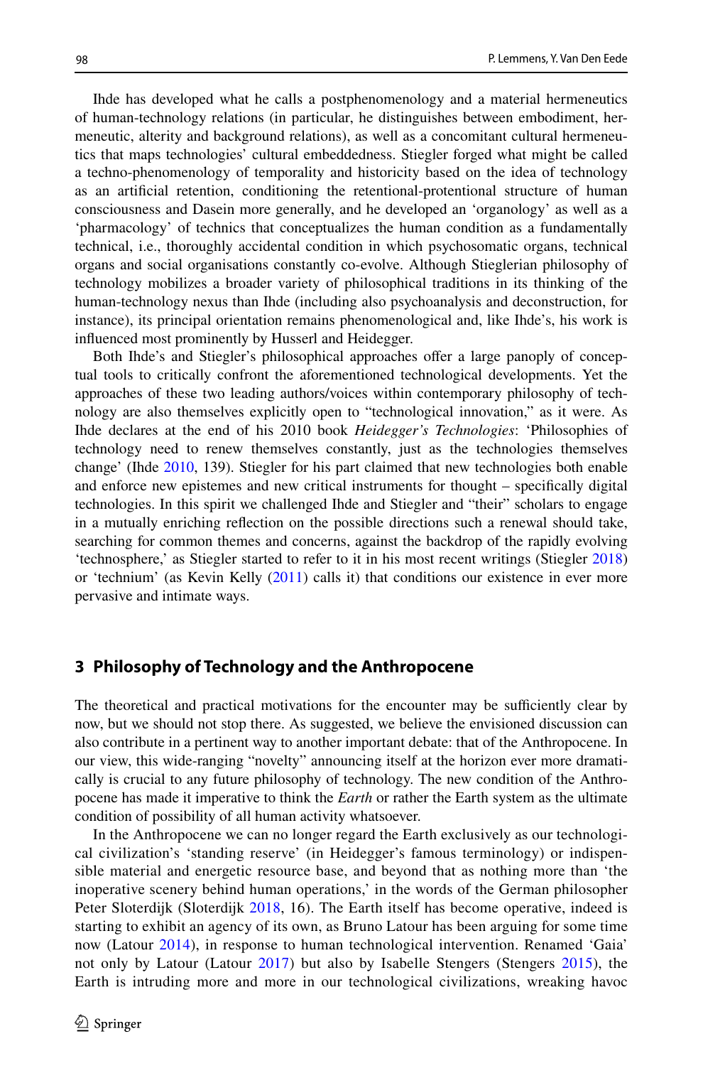Ihde has developed what he calls a postphenomenology and a material hermeneutics of human-technology relations (in particular, he distinguishes between embodiment, hermeneutic, alterity and background relations), as well as a concomitant cultural hermeneutics that maps technologies' cultural embeddedness. Stiegler forged what might be called a techno-phenomenology of temporality and historicity based on the idea of technology as an artificial retention, conditioning the retentional-protentional structure of human consciousness and Dasein more generally, and he developed an 'organology' as well as a 'pharmacology' of technics that conceptualizes the human condition as a fundamentally technical, i.e., thoroughly accidental condition in which psychosomatic organs, technical organs and social organisations constantly co-evolve. Although Stieglerian philosophy of technology mobilizes a broader variety of philosophical traditions in its thinking of the human-technology nexus than Ihde (including also psychoanalysis and deconstruction, for instance), its principal orientation remains phenomenological and, like Ihde's, his work is influenced most prominently by Husserl and Heidegger.

Both Ihde's and Stiegler's philosophical approaches offer a large panoply of conceptual tools to critically confront the aforementioned technological developments. Yet the approaches of these two leading authors/voices within contemporary philosophy of technology are also themselves explicitly open to "technological innovation," as it were. As Ihde declares at the end of his 2010 book *Heidegger's Technologies*: 'Philosophies of technology need to renew themselves constantly, just as the technologies themselves change' (Ihde 2010, 139). Stiegler for his part claimed that new technologies both enable and enforce new epistemes and new critical instruments for thought – specifically digital technologies. In this spirit we challenged Ihde and Stiegler and "their" scholars to engage in a mutually enriching reflection on the possible directions such a renewal should take, searching for common themes and concerns, against the backdrop of the rapidly evolving 'technosphere,' as Stiegler started to refer to it in his most recent writings (Stiegler 2018) or 'technium' (as Kevin Kelly (2011) calls it) that conditions our existence in ever more pervasive and intimate ways.

## 3 Philosophy of Technology and the Anthropocene

The theoretical and practical motivations for the encounter may be sufficiently clear by now, but we should not stop there. As suggested, we believe the envisioned discussion can also contribute in a pertinent way to another important debate: that of the Anthropocene. In our view, this wide-ranging "novelty" announcing itself at the horizon ever more dramatically is crucial to any future philosophy of technology. The new condition of the Anthropocene has made it imperative to think the *Earth* or rather the Earth system as the ultimate condition of possibility of all human activity whatsoever.

In the Anthropocene we can no longer regard the Earth exclusively as our technological civilization's 'standing reserve' (in Heidegger's famous terminology) or indispensible material and energetic resource base, and beyond that as nothing more than 'the inoperative scenery behind human operations,' in the words of the German philosopher Peter Sloterdijk (Sloterdijk 2018, 16). The Earth itself has become operative, indeed is starting to exhibit an agency of its own, as Bruno Latour has been arguing for some time now (Latour 2014), in response to human technological intervention. Renamed 'Gaia' not only by Latour (Latour 2017) but also by Isabelle Stengers (Stengers 2015), the Earth is intruding more and more in our technological civilizations, wreaking havoc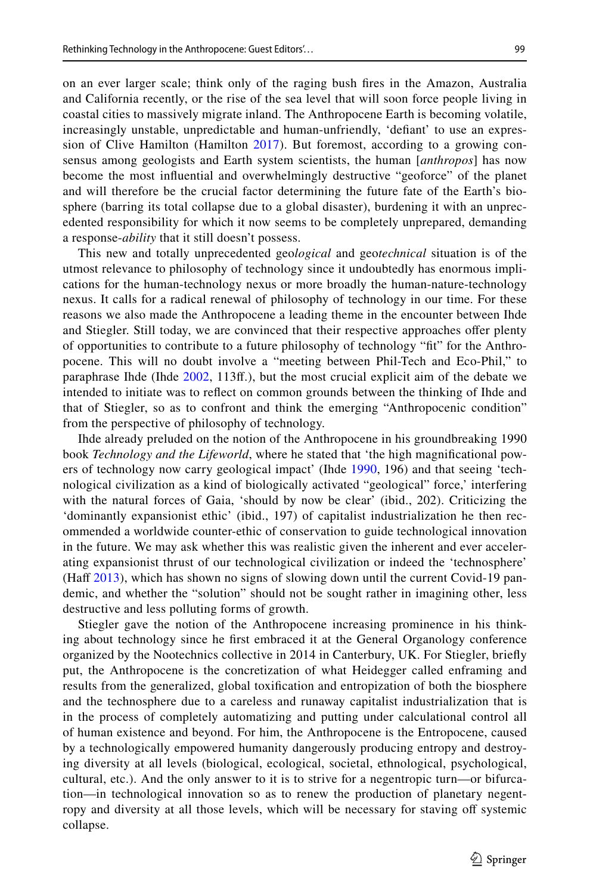on an ever larger scale; think only of the raging bush fires in the Amazon, Australia and California recently, or the rise of the sea level that will soon force people living in coastal cities to massively migrate inland. The Anthropocene Earth is becoming volatile, increasingly unstable, unpredictable and human-unfriendly, 'defiant' to use an expression of Clive Hamilton (Hamilton 2017). But foremost, according to a growing consensus among geologists and Earth system scientists, the human [*anthropos*] has now become the most influential and overwhelmingly destructive "geoforce" of the planet and will therefore be the crucial factor determining the future fate of the Earth's biosphere (barring its total collapse due to a global disaster), burdening it with an unprecedented responsibility for which it now seems to be completely unprepared, demanding a response-*ability* that it still doesn't possess.

This new and totally unprecedented geo*logical* and geo*technical* situation is of the utmost relevance to philosophy of technology since it undoubtedly has enormous implications for the human-technology nexus or more broadly the human-nature-technology nexus. It calls for a radical renewal of philosophy of technology in our time. For these reasons we also made the Anthropocene a leading theme in the encounter between Ihde and Stiegler. Still today, we are convinced that their respective approaches offer plenty of opportunities to contribute to a future philosophy of technology "fit" for the Anthropocene. This will no doubt involve a "meeting between Phil-Tech and Eco-Phil," to paraphrase Ihde (Ihde 2002, 113ff.), but the most crucial explicit aim of the debate we intended to initiate was to reflect on common grounds between the thinking of Ihde and that of Stiegler, so as to confront and think the emerging "Anthropocenic condition" from the perspective of philosophy of technology.

Ihde already preluded on the notion of the Anthropocene in his groundbreaking 1990 book *Technology and the Lifeworld*, where he stated that 'the high magnificational powers of technology now carry geological impact' (Ihde 1990, 196) and that seeing 'technological civilization as a kind of biologically activated "geological" force,' interfering with the natural forces of Gaia, 'should by now be clear' (ibid., 202). Criticizing the 'dominantly expansionist ethic' (ibid., 197) of capitalist industrialization he then recommended a worldwide counter-ethic of conservation to guide technological innovation in the future. We may ask whether this was realistic given the inherent and ever accelerating expansionist thrust of our technological civilization or indeed the 'technosphere' (Haff 2013), which has shown no signs of slowing down until the current Covid-19 pandemic, and whether the "solution" should not be sought rather in imagining other, less destructive and less polluting forms of growth.

Stiegler gave the notion of the Anthropocene increasing prominence in his thinking about technology since he first embraced it at the General Organology conference organized by the Nootechnics collective in 2014 in Canterbury, UK. For Stiegler, briefly put, the Anthropocene is the concretization of what Heidegger called enframing and results from the generalized, global toxification and entropization of both the biosphere and the technosphere due to a careless and runaway capitalist industrialization that is in the process of completely automatizing and putting under calculational control all of human existence and beyond. For him, the Anthropocene is the Entropocene, caused by a technologically empowered humanity dangerously producing entropy and destroying diversity at all levels (biological, ecological, societal, ethnological, psychological, cultural, etc.). And the only answer to it is to strive for a negentropic turn—or bifurcation—in technological innovation so as to renew the production of planetary negentropy and diversity at all those levels, which will be necessary for staving off systemic collapse.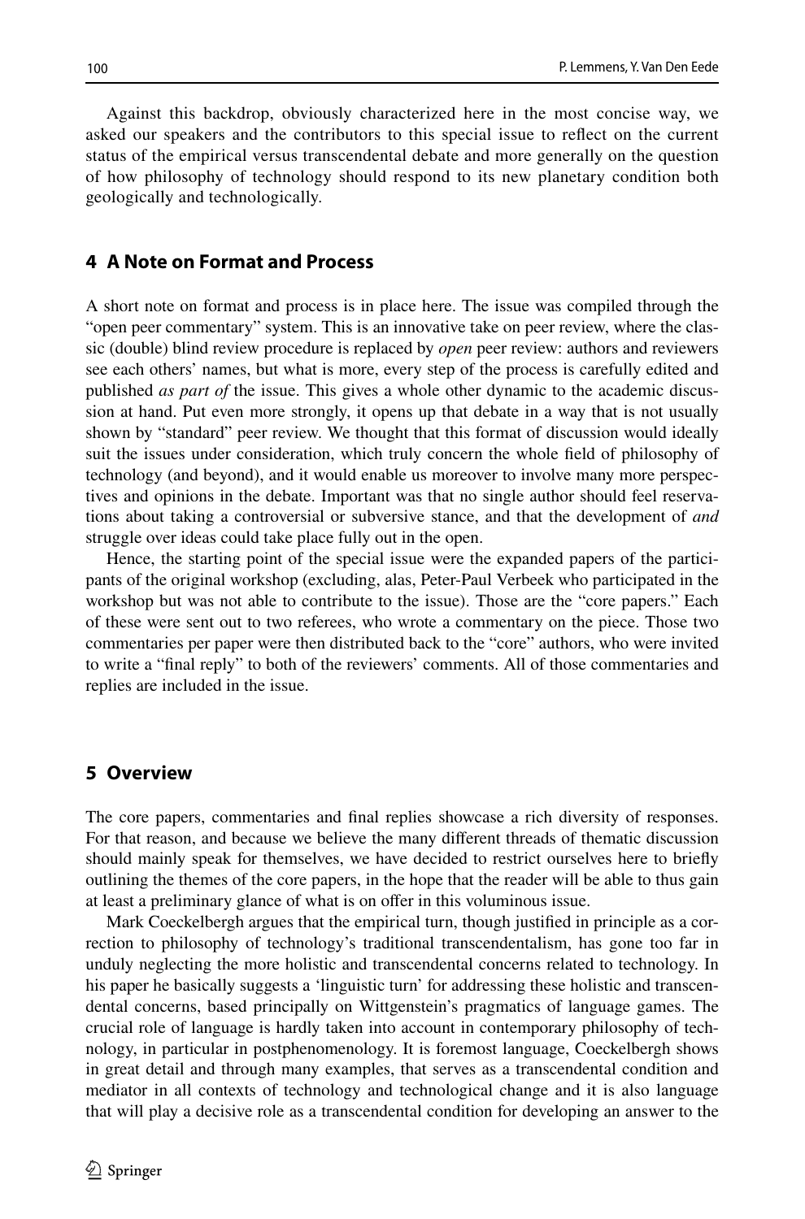Against this backdrop, obviously characterized here in the most concise way, we asked our speakers and the contributors to this special issue to reflect on the current status of the empirical versus transcendental debate and more generally on the question of how philosophy of technology should respond to its new planetary condition both geologically and technologically.

## 4 A Note on Format and Process

A short note on format and process is in place here. The issue was compiled through the "open peer commentary" system. This is an innovative take on peer review, where the classic (double) blind review procedure is replaced by *open* peer review: authors and reviewers see each others' names, but what is more, every step of the process is carefully edited and published *as part of* the issue. This gives a whole other dynamic to the academic discussion at hand. Put even more strongly, it opens up that debate in a way that is not usually shown by "standard" peer review. We thought that this format of discussion would ideally suit the issues under consideration, which truly concern the whole field of philosophy of technology (and beyond), and it would enable us moreover to involve many more perspectives and opinions in the debate. Important was that no single author should feel reservations about taking a controversial or subversive stance, and that the development of *and* struggle over ideas could take place fully out in the open.

Hence, the starting point of the special issue were the expanded papers of the participants of the original workshop (excluding, alas, Peter-Paul Verbeek who participated in the workshop but was not able to contribute to the issue). Those are the "core papers." Each of these were sent out to two referees, who wrote a commentary on the piece. Those two commentaries per paper were then distributed back to the "core" authors, who were invited to write a "final reply" to both of the reviewers' comments. All of those commentaries and replies are included in the issue.

## 5 Overview

The core papers, commentaries and final replies showcase a rich diversity of responses. For that reason, and because we believe the many different threads of thematic discussion should mainly speak for themselves, we have decided to restrict ourselves here to briefly outlining the themes of the core papers, in the hope that the reader will be able to thus gain at least a preliminary glance of what is on offer in this voluminous issue.

Mark Coeckelbergh argues that the empirical turn, though justified in principle as a correction to philosophy of technology's traditional transcendentalism, has gone too far in unduly neglecting the more holistic and transcendental concerns related to technology. In his paper he basically suggests a 'linguistic turn' for addressing these holistic and transcendental concerns, based principally on Wittgenstein's pragmatics of language games. The crucial role of language is hardly taken into account in contemporary philosophy of technology, in particular in postphenomenology. It is foremost language, Coeckelbergh shows in great detail and through many examples, that serves as a transcendental condition and mediator in all contexts of technology and technological change and it is also language that will play a decisive role as a transcendental condition for developing an answer to the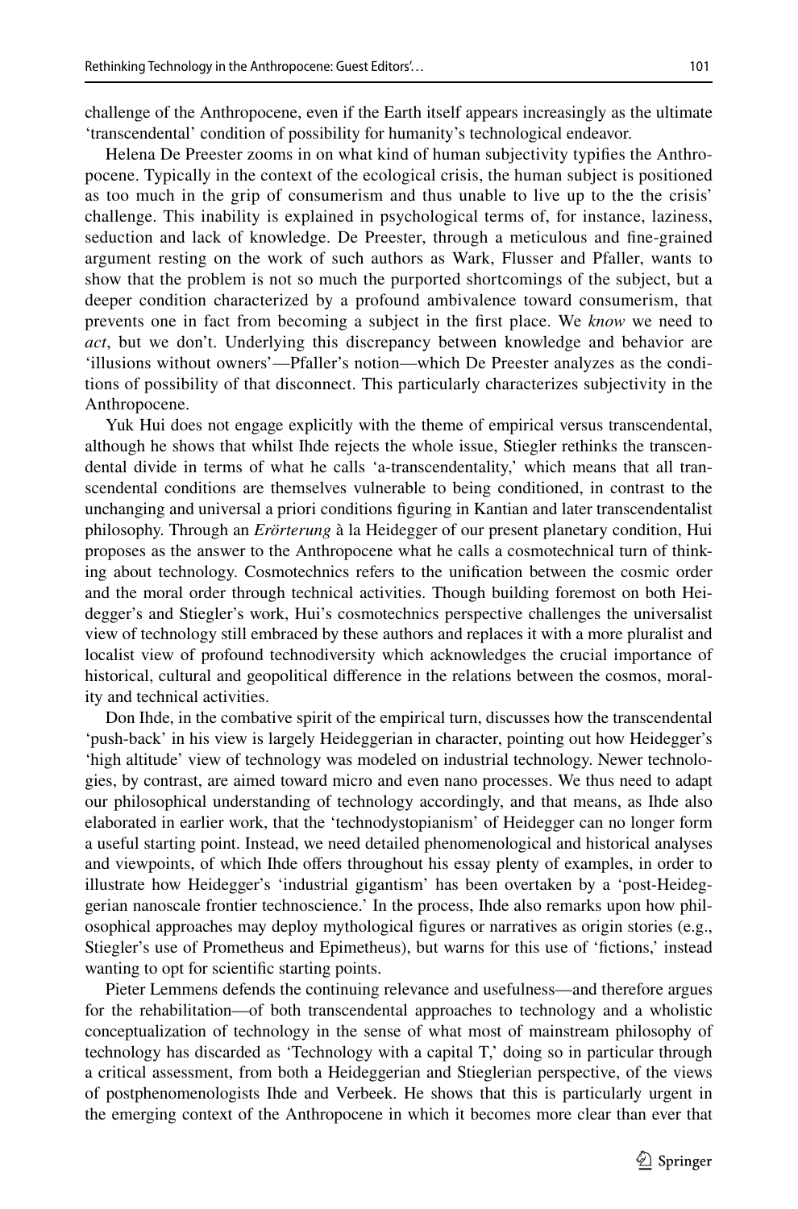challenge of the Anthropocene, even if the Earth itself appears increasingly as the ultimate 'transcendental' condition of possibility for humanity's technological endeavor.

Helena De Preester zooms in on what kind of human subjectivity typifies the Anthropocene. Typically in the context of the ecological crisis, the human subject is positioned as too much in the grip of consumerism and thus unable to live up to the the crisis' challenge. This inability is explained in psychological terms of, for instance, laziness, seduction and lack of knowledge. De Preester, through a meticulous and fine-grained argument resting on the work of such authors as Wark, Flusser and Pfaller, wants to show that the problem is not so much the purported shortcomings of the subject, but a deeper condition characterized by a profound ambivalence toward consumerism, that prevents one in fact from becoming a subject in the first place. We *know* we need to *act*, but we don't. Underlying this discrepancy between knowledge and behavior are 'illusions without owners'—Pfaller's notion—which De Preester analyzes as the conditions of possibility of that disconnect. This particularly characterizes subjectivity in the Anthropocene.

Yuk Hui does not engage explicitly with the theme of empirical versus transcendental, although he shows that whilst Ihde rejects the whole issue, Stiegler rethinks the transcendental divide in terms of what he calls 'a-transcendentality,' which means that all transcendental conditions are themselves vulnerable to being conditioned, in contrast to the unchanging and universal a priori conditions figuring in Kantian and later transcendentalist philosophy. Through an *Erörterung* à la Heidegger of our present planetary condition, Hui proposes as the answer to the Anthropocene what he calls a cosmotechnical turn of thinking about technology. Cosmotechnics refers to the unification between the cosmic order and the moral order through technical activities. Though building foremost on both Heidegger's and Stiegler's work, Hui's cosmotechnics perspective challenges the universalist view of technology still embraced by these authors and replaces it with a more pluralist and localist view of profound technodiversity which acknowledges the crucial importance of historical, cultural and geopolitical difference in the relations between the cosmos, morality and technical activities.

Don Ihde, in the combative spirit of the empirical turn, discusses how the transcendental 'push-back' in his view is largely Heideggerian in character, pointing out how Heidegger's 'high altitude' view of technology was modeled on industrial technology. Newer technologies, by contrast, are aimed toward micro and even nano processes. We thus need to adapt our philosophical understanding of technology accordingly, and that means, as Ihde also elaborated in earlier work, that the 'technodystopianism' of Heidegger can no longer form a useful starting point. Instead, we need detailed phenomenological and historical analyses and viewpoints, of which Ihde offers throughout his essay plenty of examples, in order to illustrate how Heidegger's 'industrial gigantism' has been overtaken by a 'post-Heideggerian nanoscale frontier technoscience.' In the process, Ihde also remarks upon how philosophical approaches may deploy mythological figures or narratives as origin stories (e.g., Stiegler's use of Prometheus and Epimetheus), but warns for this use of 'fictions,' instead wanting to opt for scientific starting points.

Pieter Lemmens defends the continuing relevance and usefulness—and therefore argues for the rehabilitation—of both transcendental approaches to technology and a wholistic conceptualization of technology in the sense of what most of mainstream philosophy of technology has discarded as 'Technology with a capital T,' doing so in particular through a critical assessment, from both a Heideggerian and Stieglerian perspective, of the views of postphenomenologists Ihde and Verbeek. He shows that this is particularly urgent in the emerging context of the Anthropocene in which it becomes more clear than ever that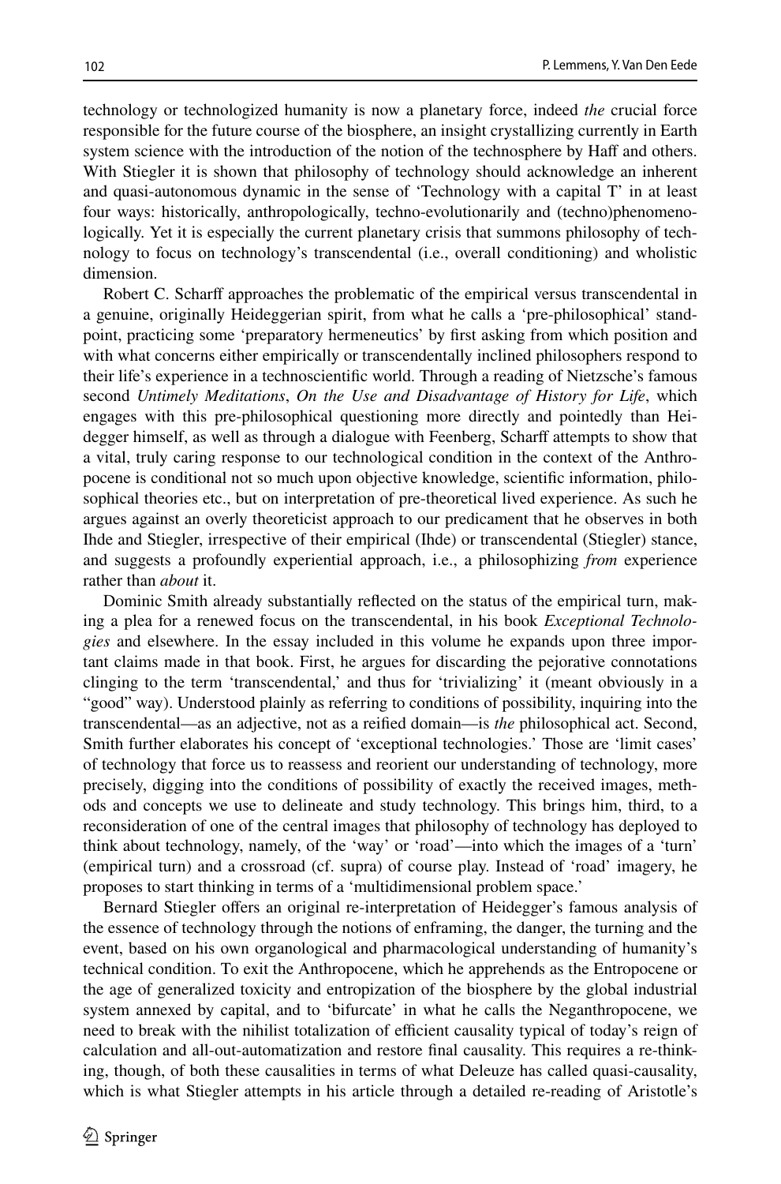technology or technologized humanity is now a planetary force, indeed *the* crucial force responsible for the future course of the biosphere, an insight crystallizing currently in Earth system science with the introduction of the notion of the technosphere by Haff and others. With Stiegler it is shown that philosophy of technology should acknowledge an inherent and quasi-autonomous dynamic in the sense of 'Technology with a capital T' in at least four ways: historically, anthropologically, techno-evolutionarily and (techno)phenomenologically. Yet it is especially the current planetary crisis that summons philosophy of technology to focus on technology's transcendental (i.e., overall conditioning) and wholistic dimension.

Robert C. Scharff approaches the problematic of the empirical versus transcendental in a genuine, originally Heideggerian spirit, from what he calls a 'pre-philosophical' standpoint, practicing some 'preparatory hermeneutics' by first asking from which position and with what concerns either empirically or transcendentally inclined philosophers respond to their life's experience in a technoscientific world. Through a reading of Nietzsche's famous second *Untimely Meditations*, *On the Use and Disadvantage of History for Life*, which engages with this pre-philosophical questioning more directly and pointedly than Heidegger himself, as well as through a dialogue with Feenberg, Scharff attempts to show that a vital, truly caring response to our technological condition in the context of the Anthropocene is conditional not so much upon objective knowledge, scientific information, philosophical theories etc., but on interpretation of pre-theoretical lived experience. As such he argues against an overly theoreticist approach to our predicament that he observes in both Ihde and Stiegler, irrespective of their empirical (Ihde) or transcendental (Stiegler) stance, and suggests a profoundly experiential approach, i.e., a philosophizing *from* experience rather than *about* it.

Dominic Smith already substantially reflected on the status of the empirical turn, making a plea for a renewed focus on the transcendental, in his book *Exceptional Technologies* and elsewhere. In the essay included in this volume he expands upon three important claims made in that book. First, he argues for discarding the pejorative connotations clinging to the term 'transcendental,' and thus for 'trivializing' it (meant obviously in a "good" way). Understood plainly as referring to conditions of possibility, inquiring into the transcendental—as an adjective, not as a reified domain—is *the* philosophical act. Second, Smith further elaborates his concept of 'exceptional technologies.' Those are 'limit cases' of technology that force us to reassess and reorient our understanding of technology, more precisely, digging into the conditions of possibility of exactly the received images, methods and concepts we use to delineate and study technology. This brings him, third, to a reconsideration of one of the central images that philosophy of technology has deployed to think about technology, namely, of the 'way' or 'road'—into which the images of a 'turn' (empirical turn) and a crossroad (cf. supra) of course play. Instead of 'road' imagery, he proposes to start thinking in terms of a 'multidimensional problem space.'

Bernard Stiegler offers an original re-interpretation of Heidegger's famous analysis of the essence of technology through the notions of enframing, the danger, the turning and the event, based on his own organological and pharmacological understanding of humanity's technical condition. To exit the Anthropocene, which he apprehends as the Entropocene or the age of generalized toxicity and entropization of the biosphere by the global industrial system annexed by capital, and to 'bifurcate' in what he calls the Neganthropocene, we need to break with the nihilist totalization of efficient causality typical of today's reign of calculation and all-out-automatization and restore final causality. This requires a re-thinking, though, of both these causalities in terms of what Deleuze has called quasi-causality, which is what Stiegler attempts in his article through a detailed re-reading of Aristotle's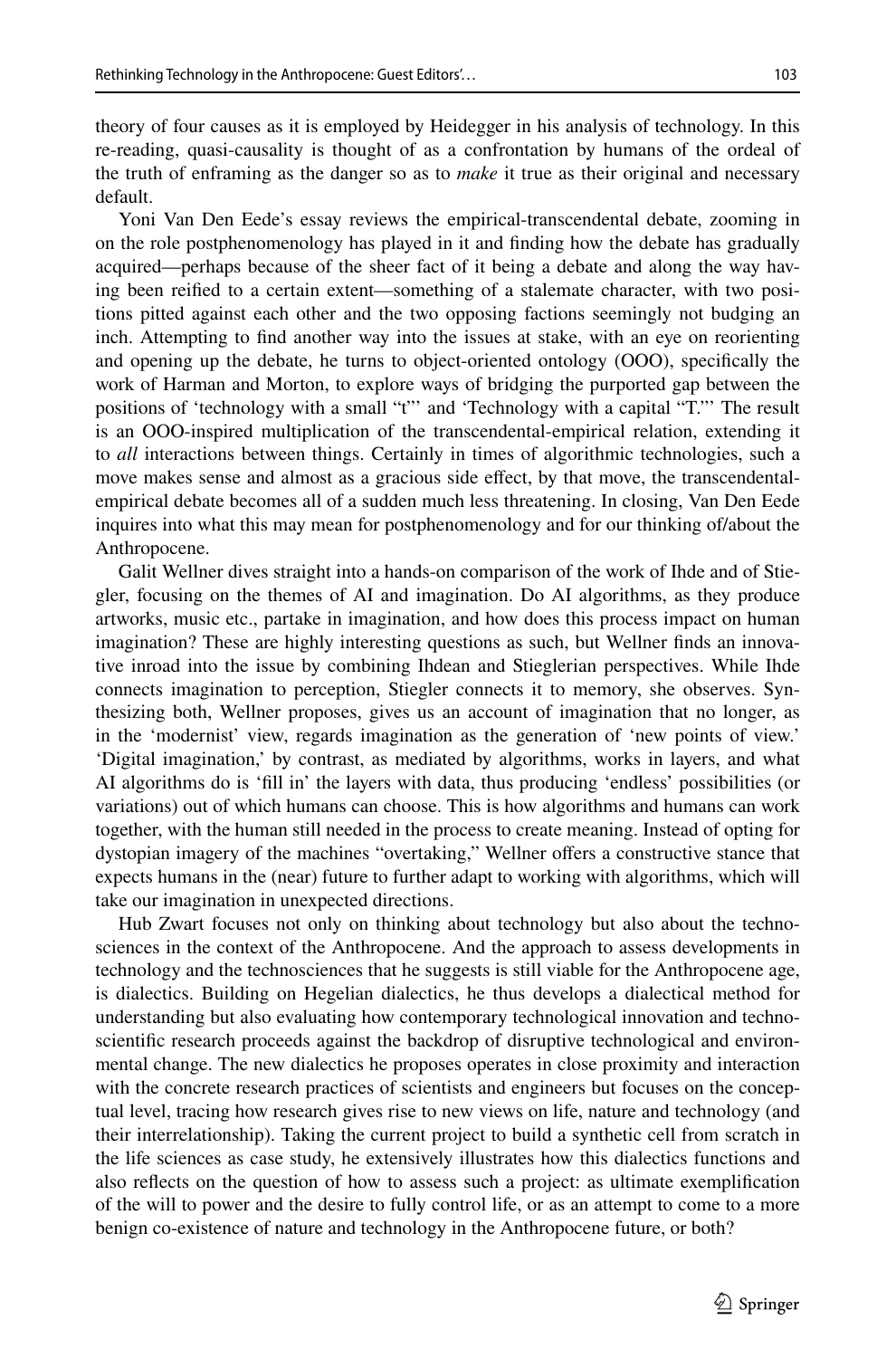theory of four causes as it is employed by Heidegger in his analysis of technology. In this re-reading, quasi-causality is thought of as a confrontation by humans of the ordeal of the truth of enframing as the danger so as to *make* it true as their original and necessary default.

Yoni Van Den Eede's essay reviews the empirical-transcendental debate, zooming in on the role postphenomenology has played in it and finding how the debate has gradually acquired—perhaps because of the sheer fact of it being a debate and along the way having been reified to a certain extent—something of a stalemate character, with two positions pitted against each other and the two opposing factions seemingly not budging an inch. Attempting to find another way into the issues at stake, with an eye on reorienting and opening up the debate, he turns to object-oriented ontology (OOO), specifically the work of Harman and Morton, to explore ways of bridging the purported gap between the positions of 'technology with a small "t"' and 'Technology with a capital "T."' The result is an OOO-inspired multiplication of the transcendental-empirical relation, extending it to *all* interactions between things. Certainly in times of algorithmic technologies, such a move makes sense and almost as a gracious side effect, by that move, the transcendental-empirical debate becomes all of a sudden much less threatening. In closing, Van Den Eede inquires into what this may mean for postphenomenology and for our thinking of/about the Anthropocene.

Galit Wellner dives straight into a hands-on comparison of the work of Ihde and of Stiegler, focusing on the themes of AI and imagination. Do AI algorithms, as they produce artworks, music etc., partake in imagination, and how does this process impact on human imagination? These are highly interesting questions as such, but Wellner finds an innovative inroad into the issue by combining Ihdean and Stieglerian perspectives. While Ihde connects imagination to perception, Stiegler connects it to memory, she observes. Synthesizing both, Wellner proposes, gives us an account of imagination that no longer, as in the 'modernist' view, regards imagination as the generation of 'new points of view.' 'Digital imagination,' by contrast, as mediated by algorithms, works in layers, and what AI algorithms do is 'fill in' the layers with data, thus producing 'endless' possibilities (or variations) out of which humans can choose. This is how algorithms and humans can work together, with the human still needed in the process to create meaning. Instead of opting for dystopian imagery of the machines "overtaking," Wellner offers a constructive stance that expects humans in the (near) future to further adapt to working with algorithms, which will take our imagination in unexpected directions.

Hub Zwart focuses not only on thinking about technology but also about the technosciences in the context of the Anthropocene. And the approach to assess developments in technology and the technosciences that he suggests is still viable for the Anthropocene age, is dialectics. Building on Hegelian dialectics, he thus develops a dialectical method for understanding but also evaluating how contemporary technological innovation and technoscientific research proceeds against the backdrop of disruptive technological and environmental change. The new dialectics he proposes operates in close proximity and interaction with the concrete research practices of scientists and engineers but focuses on the conceptual level, tracing how research gives rise to new views on life, nature and technology (and their interrelationship). Taking the current project to build a synthetic cell from scratch in the life sciences as case study, he extensively illustrates how this dialectics functions and also reflects on the question of how to assess such a project: as ultimate exemplification of the will to power and the desire to fully control life, or as an attempt to come to a more benign co-existence of nature and technology in the Anthropocene future, or both?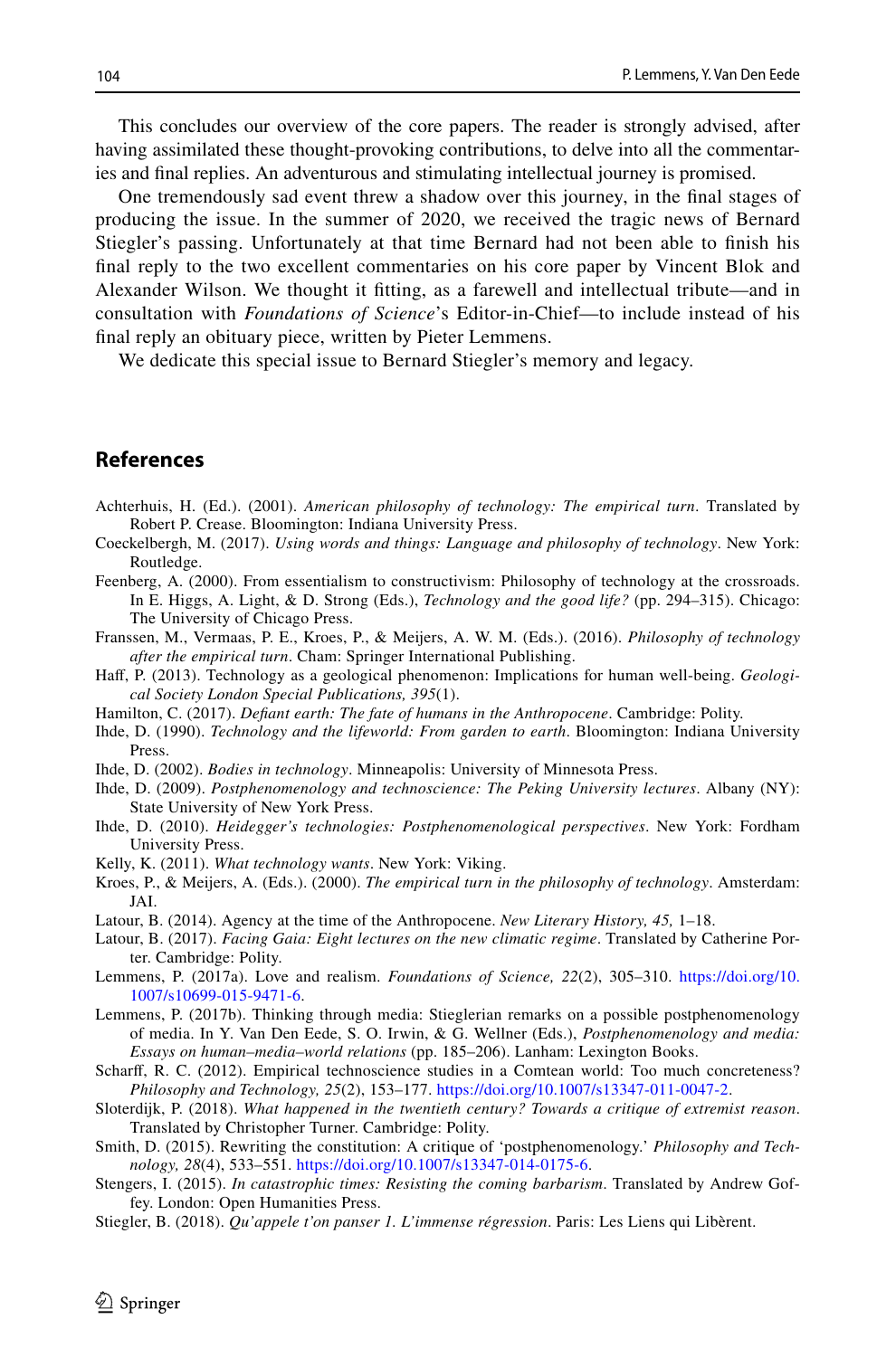This concludes our overview of the core papers. The reader is strongly advised, after having assimilated these thought-provoking contributions, to delve into all the commentaries and final replies. An adventurous and stimulating intellectual journey is promised.

One tremendously sad event threw a shadow over this journey, in the final stages of producing the issue. In the summer of 2020, we received the tragic news of Bernard Stiegler's passing. Unfortunately at that time Bernard had not been able to finish his final reply to the two excellent commentaries on his core paper by Vincent Blok and Alexander Wilson. We thought it fitting, as a farewell and intellectual tribute—and in consultation with *Foundations of Science*'s Editor-in-Chief—to include instead of his final reply an obituary piece, written by Pieter Lemmens.

We dedicate this special issue to Bernard Stiegler's memory and legacy.

## References

Achterhuis, H. (Ed.). (2001). *American philosophy of technology: The empirical turn*. Translated by Robert P. Crease. Bloomington: Indiana University Press.

Coeckelbergh, M. (2017). *Using words and things: Language and philosophy of technology*. New York: Routledge.

Feenberg, A. (2000). From essentialism to constructivism: Philosophy of technology at the crossroads. In E. Higgs, A. Light, & D. Strong (Eds.), *Technology and the good life?* (pp. 294–315). Chicago: The University of Chicago Press.

Franssen, M., Vermaas, P. E., Kroes, P., & Meijers, A. W. M. (Eds.). (2016). *Philosophy of technology after the empirical turn*. Cham: Springer International Publishing.

Haff, P. (2013). Technology as a geological phenomenon: Implications for human well-being. *Geological Society London Special Publications, 395*(1).

Hamilton, C. (2017). *Defiant earth: The fate of humans in the Anthropocene*. Cambridge: Polity.

Ihde, D. (1990). *Technology and the lifeworld: From garden to earth*. Bloomington: Indiana University Press.

Ihde, D. (2002). *Bodies in technology*. Minneapolis: University of Minnesota Press.

Ihde, D. (2009). *Postphenomenology and technoscience: The Peking University lectures*. Albany (NY): State University of New York Press.

Ihde, D. (2010). *Heidegger's technologies: Postphenomenological perspectives*. New York: Fordham University Press.

Kelly, K. (2011). *What technology wants*. New York: Viking.

Kroes, P., & Meijers, A. (Eds.). (2000). *The empirical turn in the philosophy of technology*. Amsterdam: JAI.

Latour, B. (2014). Agency at the time of the Anthropocene. *New Literary History, 45,* 1–18.

Latour, B. (2017). *Facing Gaia: Eight lectures on the new climatic regime*. Translated by Catherine Porter. Cambridge: Polity.

Lemmens, P. (2017a). Love and realism. *Foundations of Science, 22*(2), 305–310. https://doi.org/10.1007/s10699-015-9471-6.

Lemmens, P. (2017b). Thinking through media: Stieglerian remarks on a possible postphenomenology of media. In Y. Van Den Eede, S. O. Irwin, & G. Wellner (Eds.), *Postphenomenology and media: Essays on human–media–world relations* (pp. 185–206). Lanham: Lexington Books.

Scharff, R. C. (2012). Empirical technoscience studies in a Comtean world: Too much concreteness? *Philosophy and Technology, 25*(2), 153–177. https://doi.org/10.1007/s13347-011-0047-2.

Sloterdijk, P. (2018). *What happened in the twentieth century? Towards a critique of extremist reason*. Translated by Christopher Turner. Cambridge: Polity.

Smith, D. (2015). Rewriting the constitution: A critique of 'postphenomenology.' *Philosophy and Technology, 28*(4), 533–551. https://doi.org/10.1007/s13347-014-0175-6.

Stengers, I. (2015). *In catastrophic times: Resisting the coming barbarism*. Translated by Andrew Goffey. London: Open Humanities Press.

Stiegler, B. (2018). *Qu'appele t'on panser 1. L'immense régression*. Paris: Les Liens qui Libèrent.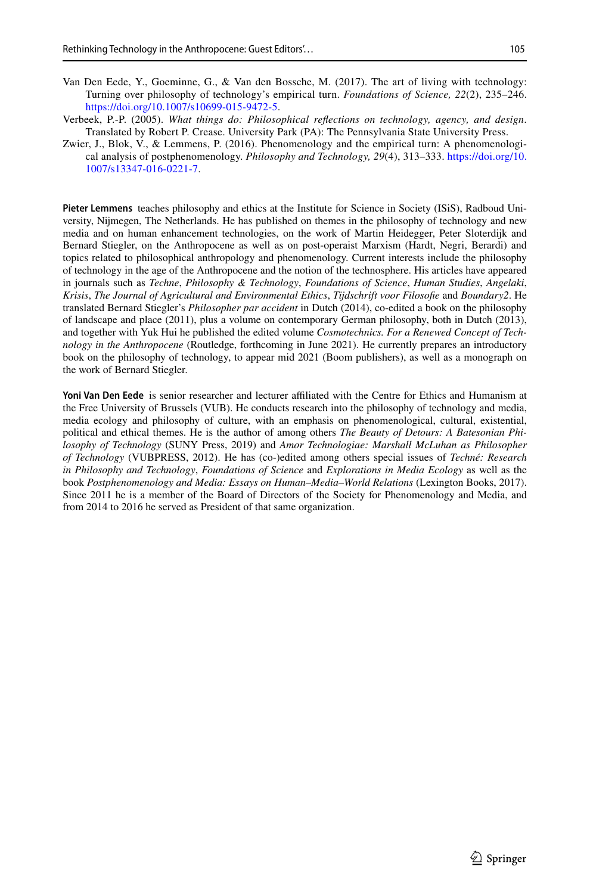Van Den Eede, Y., Goeminne, G., & Van den Bossche, M. (2017). The art of living with technology: Turning over philosophy of technology's empirical turn. *Foundations of Science, 22*(2), 235–246. https://doi.org/10.1007/s10699-015-9472-5.

Verbeek, P.-P. (2005). *What things do: Philosophical reflections on technology, agency, and design*. Translated by Robert P. Crease. University Park (PA): The Pennsylvania State University Press.

Zwier, J., Blok, V., & Lemmens, P. (2016). Phenomenology and the empirical turn: A phenomenological analysis of postphenomenology. *Philosophy and Technology, 29*(4), 313–333. https://doi.org/10.1007/s13347-016-0221-7.

**Pieter Lemmens** teaches philosophy and ethics at the Institute for Science in Society (ISiS), Radboud University, Nijmegen, The Netherlands. He has published on themes in the philosophy of technology and new media and on human enhancement technologies, on the work of Martin Heidegger, Peter Sloterdijk and Bernard Stiegler, on the Anthropocene as well as on post-operaist Marxism (Hardt, Negri, Berardi) and topics related to philosophical anthropology and phenomenology. Current interests include the philosophy of technology in the age of the Anthropocene and the notion of the technosphere. His articles have appeared in journals such as *Techne*, *Philosophy & Technology*, *Foundations of Science*, *Human Studies*, *Angelaki*, *Krisis*, *The Journal of Agricultural and Environmental Ethics*, *Tijdschrift voor Filosofie* and *Boundary2*. He translated Bernard Stiegler's *Philosopher par accident* in Dutch (2014), co-edited a book on the philosophy of landscape and place (2011), plus a volume on contemporary German philosophy, both in Dutch (2013), and together with Yuk Hui he published the edited volume *Cosmotechnics. For a Renewed Concept of Technology in the Anthropocene* (Routledge, forthcoming in June 2021). He currently prepares an introductory book on the philosophy of technology, to appear mid 2021 (Boom publishers), as well as a monograph on the work of Bernard Stiegler.

**Yoni Van Den Eede** is senior researcher and lecturer affiliated with the Centre for Ethics and Humanism at the Free University of Brussels (VUB). He conducts research into the philosophy of technology and media, media ecology and philosophy of culture, with an emphasis on phenomenological, cultural, existential, political and ethical themes. He is the author of among others *The Beauty of Detours: A Batesonian Philosophy of Technology* (SUNY Press, 2019) and *Amor Technologiae: Marshall McLuhan as Philosopher of Technology* (VUBPRESS, 2012). He has (co-)edited among others special issues of *Techné: Research in Philosophy and Technology*, *Foundations of Science* and *Explorations in Media Ecology* as well as the book *Postphenomenology and Media: Essays on Human–Media–World Relations* (Lexington Books, 2017). Since 2011 he is a member of the Board of Directors of the Society for Phenomenology and Media, and from 2014 to 2016 he served as President of that same organization.